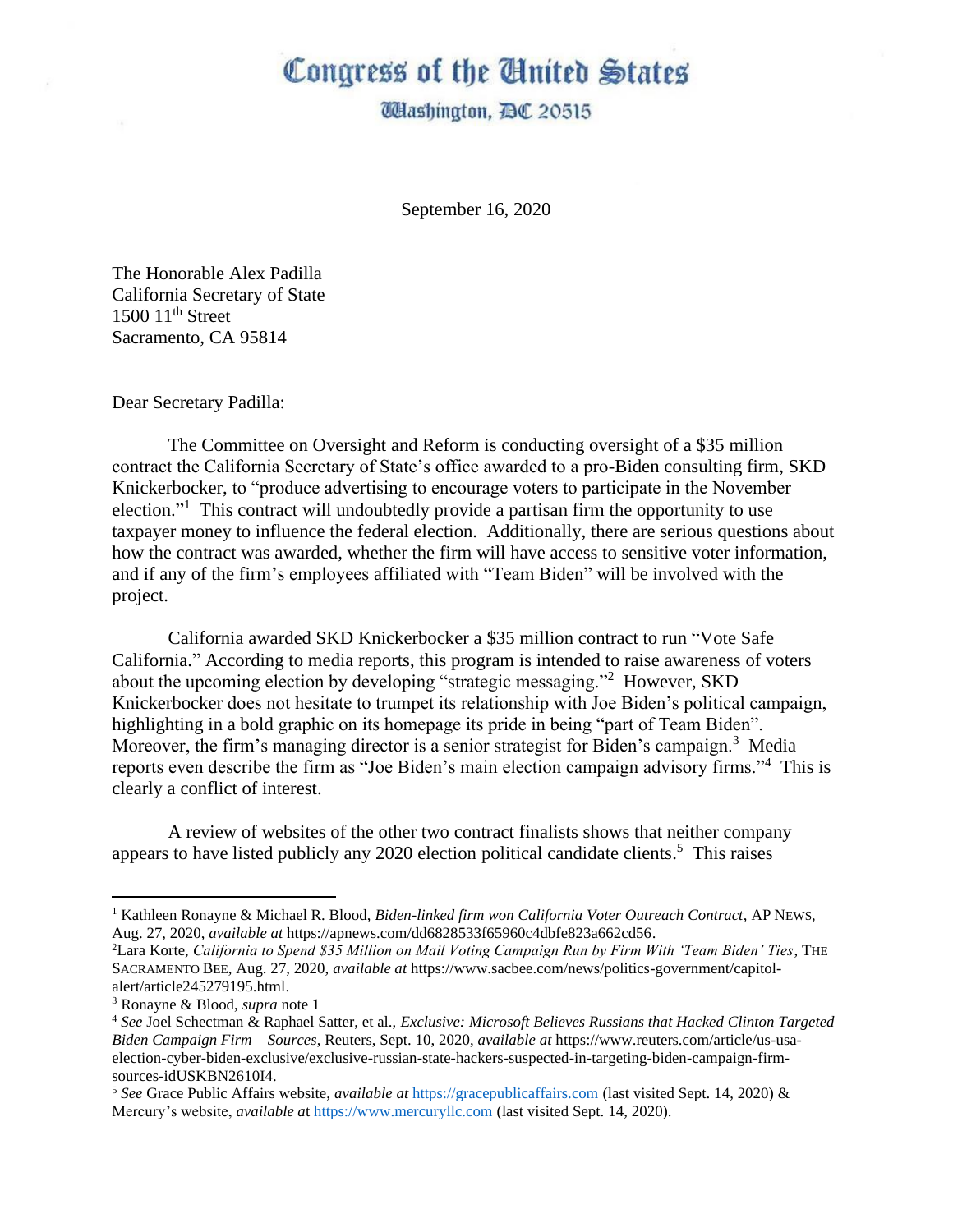# Congress of the United States

## Washington, DC 20515

September 16, 2020

The Honorable Alex Padilla
California Secretary of State
1500 11th Street
Sacramento, CA 95814

Dear Secretary Padilla:

The Committee on Oversight and Reform is conducting oversight of a $35 million contract the California Secretary of State's office awarded to a pro-Biden consulting firm, SKD Knickerbocker, to "produce advertising to encourage voters to participate in the November election."[1] This contract will undoubtedly provide a partisan firm the opportunity to use taxpayer money to influence the federal election. Additionally, there are serious questions about how the contract was awarded, whether the firm will have access to sensitive voter information, and if any of the firm's employees affiliated with "Team Biden" will be involved with the project.

California awarded SKD Knickerbocker a $35 million contract to run "Vote Safe California." According to media reports, this program is intended to raise awareness of voters about the upcoming election by developing "strategic messaging."[2] However, SKD Knickerbocker does not hesitate to trumpet its relationship with Joe Biden's political campaign, highlighting in a bold graphic on its homepage its pride in being "part of Team Biden". Moreover, the firm's managing director is a senior strategist for Biden's campaign.[3] Media reports even describe the firm as "Joe Biden's main election campaign advisory firms."[4] This is clearly a conflict of interest.

A review of websites of the other two contract finalists shows that neither company appears to have listed publicly any 2020 election political candidate clients.[5] This raises

---

[1] Kathleen Ronayne & Michael R. Blood, *Biden-linked firm won California Voter Outreach Contract*, AP NEWS, Aug. 27, 2020, *available at* https://apnews.com/dd6828533f65960c4dbfe823a662cd56.

[2] Lara Korte, *California to Spend $35 Million on Mail Voting Campaign Run by Firm With 'Team Biden' Ties*, THE SACRAMENTO BEE, Aug. 27, 2020, *available at* https://www.sacbee.com/news/politics-government/capitol-alert/article245279195.html.

[3] Ronayne & Blood, *supra* note 1

[4] *See* Joel Schectman & Raphael Satter, et al., *Exclusive: Microsoft Believes Russians that Hacked Clinton Targeted Biden Campaign Firm – Sources*, Reuters, Sept. 10, 2020, *available at* https://www.reuters.com/article/us-usa-election-cyber-biden-exclusive/exclusive-russian-state-hackers-suspected-in-targeting-biden-campaign-firm-sources-idUSKBN2610I4.

[5] *See* Grace Public Affairs website, *available at* https://gracepublicaffairs.com (last visited Sept. 14, 2020) & Mercury's website, *available a*t https://www.mercuryllc.com (last visited Sept. 14, 2020).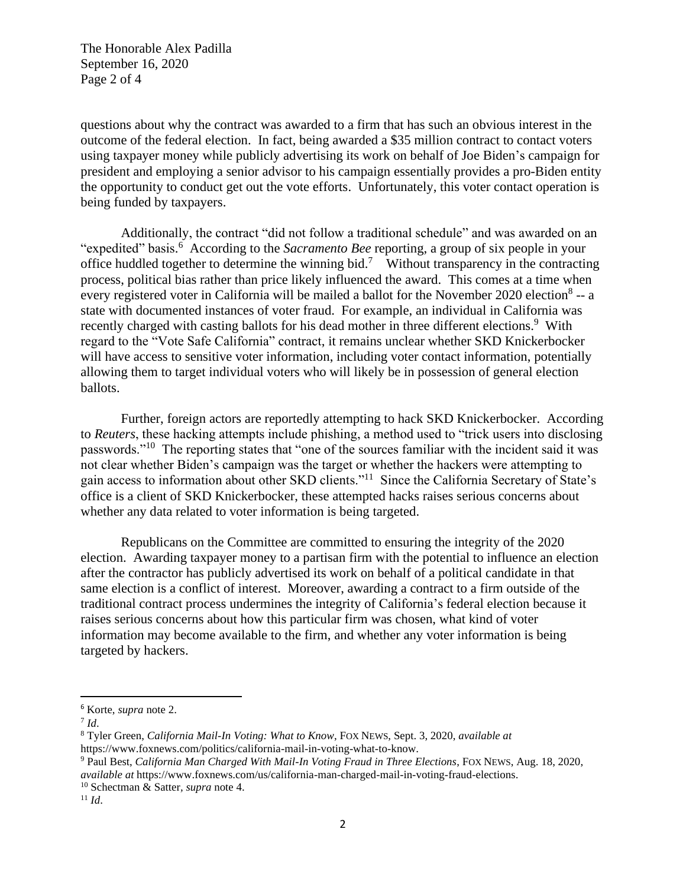questions about why the contract was awarded to a firm that has such an obvious interest in the outcome of the federal election. In fact, being awarded a $35 million contract to contact voters using taxpayer money while publicly advertising its work on behalf of Joe Biden's campaign for president and employing a senior advisor to his campaign essentially provides a pro-Biden entity the opportunity to conduct get out the vote efforts. Unfortunately, this voter contact operation is being funded by taxpayers.

Additionally, the contract "did not follow a traditional schedule" and was awarded on an "expedited" basis.[6] According to the *Sacramento Bee* reporting, a group of six people in your office huddled together to determine the winning bid.[7] Without transparency in the contracting process, political bias rather than price likely influenced the award. This comes at a time when every registered voter in California will be mailed a ballot for the November 2020 election[8] -- a state with documented instances of voter fraud. For example, an individual in California was recently charged with casting ballots for his dead mother in three different elections.[9] With regard to the "Vote Safe California" contract, it remains unclear whether SKD Knickerbocker will have access to sensitive voter information, including voter contact information, potentially allowing them to target individual voters who will likely be in possession of general election ballots.

Further, foreign actors are reportedly attempting to hack SKD Knickerbocker. According to *Reuters*, these hacking attempts include phishing, a method used to "trick users into disclosing passwords."[10] The reporting states that "one of the sources familiar with the incident said it was not clear whether Biden's campaign was the target or whether the hackers were attempting to gain access to information about other SKD clients."[11] Since the California Secretary of State's office is a client of SKD Knickerbocker, these attempted hacks raises serious concerns about whether any data related to voter information is being targeted.

Republicans on the Committee are committed to ensuring the integrity of the 2020 election. Awarding taxpayer money to a partisan firm with the potential to influence an election after the contractor has publicly advertised its work on behalf of a political candidate in that same election is a conflict of interest. Moreover, awarding a contract to a firm outside of the traditional contract process undermines the integrity of California's federal election because it raises serious concerns about how this particular firm was chosen, what kind of voter information may become available to the firm, and whether any voter information is being targeted by hackers.

---

[6] Korte, *supra* note 2.

[7] *Id*.

[8] Tyler Green, *California Mail-In Voting: What to Know*, FOX NEWS, Sept. 3, 2020, *available at* https://www.foxnews.com/politics/california-mail-in-voting-what-to-know.

[9] Paul Best, *California Man Charged With Mail-In Voting Fraud in Three Elections*, FOX NEWS, Aug. 18, 2020, *available at* https://www.foxnews.com/us/california-man-charged-mail-in-voting-fraud-elections.

[10] Schectman & Satter, *supra* note 4.

[11] *Id*.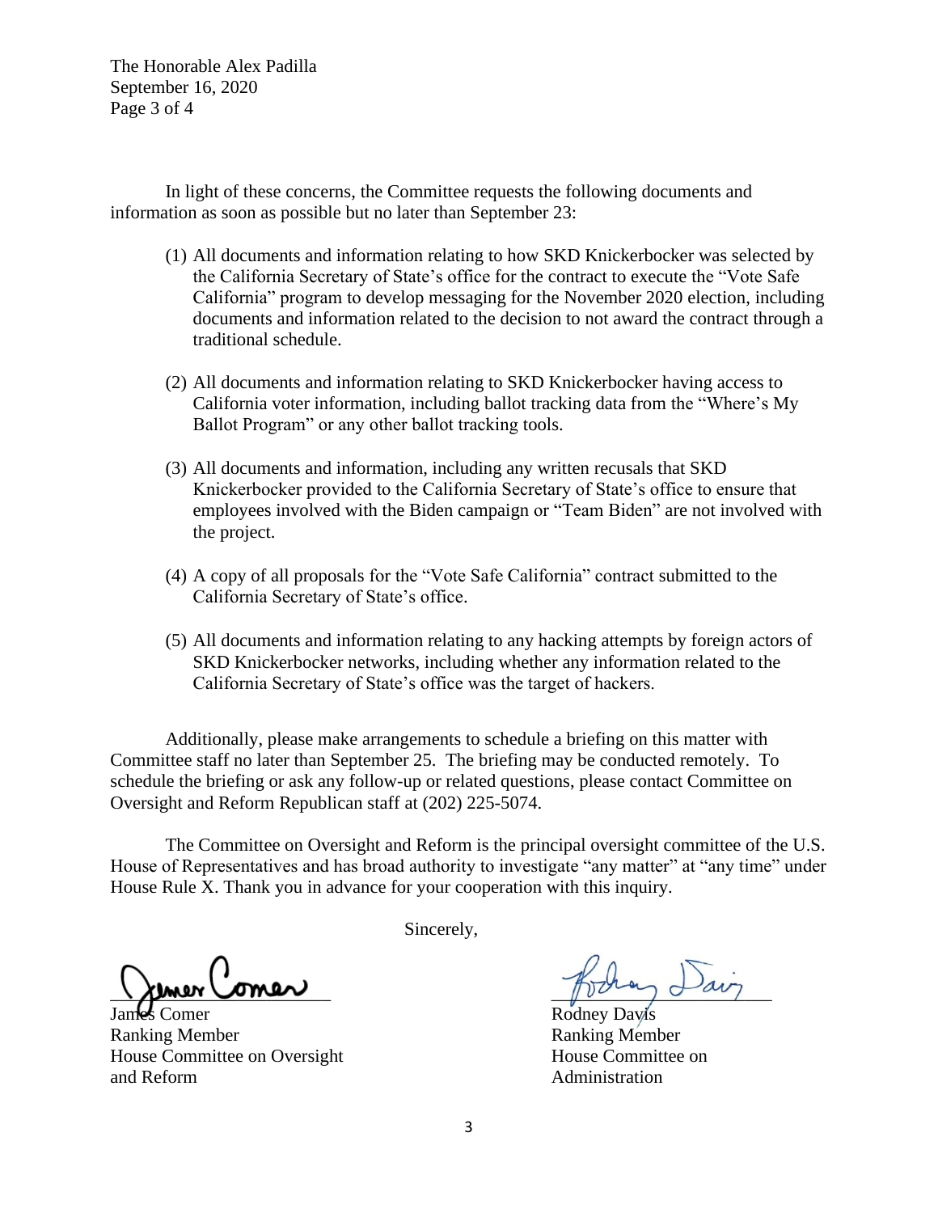In light of these concerns, the Committee requests the following documents and information as soon as possible but no later than September 23:

(1) All documents and information relating to how SKD Knickerbocker was selected by the California Secretary of State's office for the contract to execute the "Vote Safe California" program to develop messaging for the November 2020 election, including documents and information related to the decision to not award the contract through a traditional schedule.

(2) All documents and information relating to SKD Knickerbocker having access to California voter information, including ballot tracking data from the "Where's My Ballot Program" or any other ballot tracking tools.

(3) All documents and information, including any written recusals that SKD Knickerbocker provided to the California Secretary of State's office to ensure that employees involved with the Biden campaign or "Team Biden" are not involved with the project.

(4) A copy of all proposals for the "Vote Safe California" contract submitted to the California Secretary of State's office.

(5) All documents and information relating to any hacking attempts by foreign actors of SKD Knickerbocker networks, including whether any information related to the California Secretary of State's office was the target of hackers.

Additionally, please make arrangements to schedule a briefing on this matter with Committee staff no later than September 25. The briefing may be conducted remotely. To schedule the briefing or ask any follow-up or related questions, please contact Committee on Oversight and Reform Republican staff at (202) 225-5074.

The Committee on Oversight and Reform is the principal oversight committee of the U.S. House of Representatives and has broad authority to investigate "any matter" at "any time" under House Rule X. Thank you in advance for your cooperation with this inquiry.

Sincerely,

James Comer
Ranking Member
House Committee on Oversight and Reform

Rodney Davis
Ranking Member
House Committee on Administration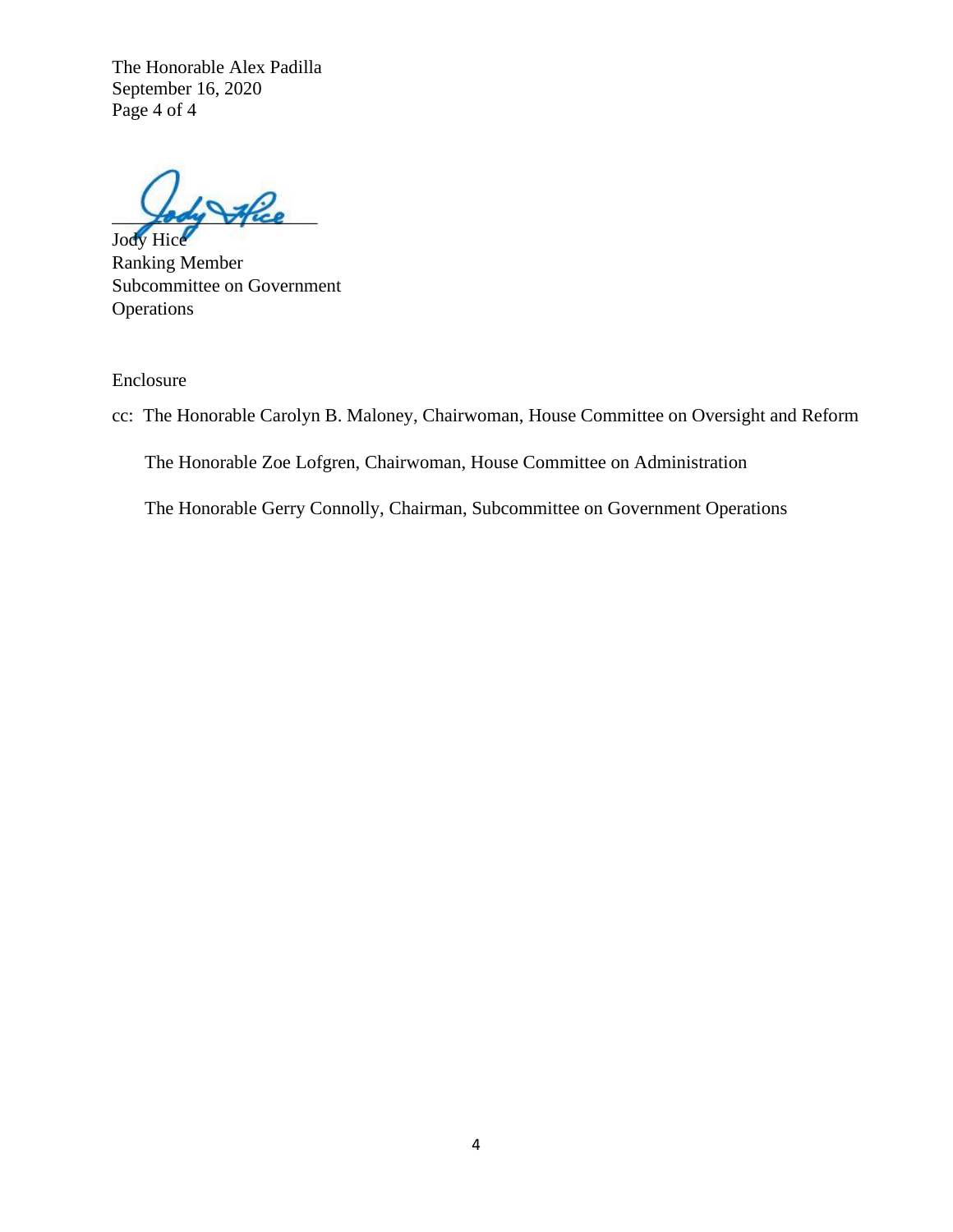Jody Hice
Ranking Member
Subcommittee on Government Operations

Enclosure

cc: The Honorable Carolyn B. Maloney, Chairwoman, House Committee on Oversight and Reform

The Honorable Zoe Lofgren, Chairwoman, House Committee on Administration

The Honorable Gerry Connolly, Chairman, Subcommittee on Government Operations